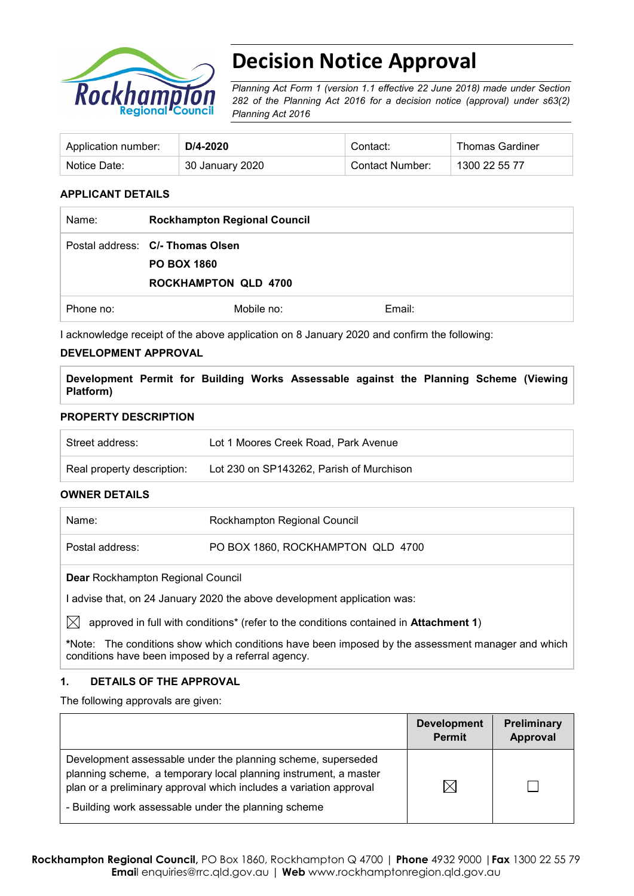# Decision Notice Approval

*Planning Act Form 1 (version 1.1 effective 22 June 2018) made under Section 282 of the Planning Act 2016 for a decision notice (approval) under s63(2) Planning Act 2016*

| Application number: | **D/4-2020** | Contact: | Thomas Gardiner |
|---|---|---|---|
| Notice Date: | 30 January 2020 | Contact Number: | 1300 22 55 77 |

## APPLICANT DETAILS

| | | | |
|---|---|---|---|
| Name: | **Rockhampton Regional Council** | | |
| Postal address: | **C/- Thomas Olsen**<br>**PO BOX 1860**<br>**ROCKHAMPTON QLD 4700** | | |
| Phone no: | Mobile no: | Email: | |

I acknowledge receipt of the above application on 8 January 2020 and confirm the following:

## DEVELOPMENT APPROVAL

**Development Permit for Building Works Assessable against the Planning Scheme (Viewing Platform)**

## PROPERTY DESCRIPTION

| | |
|---|---|
| Street address: | Lot 1 Moores Creek Road, Park Avenue |
| Real property description: | Lot 230 on SP143262, Parish of Murchison |

## OWNER DETAILS

| | |
|---|---|
| Name: | Rockhampton Regional Council |
| Postal address: | PO BOX 1860, ROCKHAMPTON QLD 4700 |

**Dear** Rockhampton Regional Council

I advise that, on 24 January 2020 the above development application was:

☒ approved in full with conditions* (refer to the conditions contained in **Attachment 1**)

*Note: The conditions show which conditions have been imposed by the assessment manager and which conditions have been imposed by a referral agency.

## 1. DETAILS OF THE APPROVAL

The following approvals are given:

| | Development Permit | Preliminary Approval |
|---|---|---|
| Development assessable under the planning scheme, superseded planning scheme, a temporary local planning instrument, a master plan or a preliminary approval which includes a variation approval<br><br>- Building work assessable under the planning scheme | ☒ | ☐ |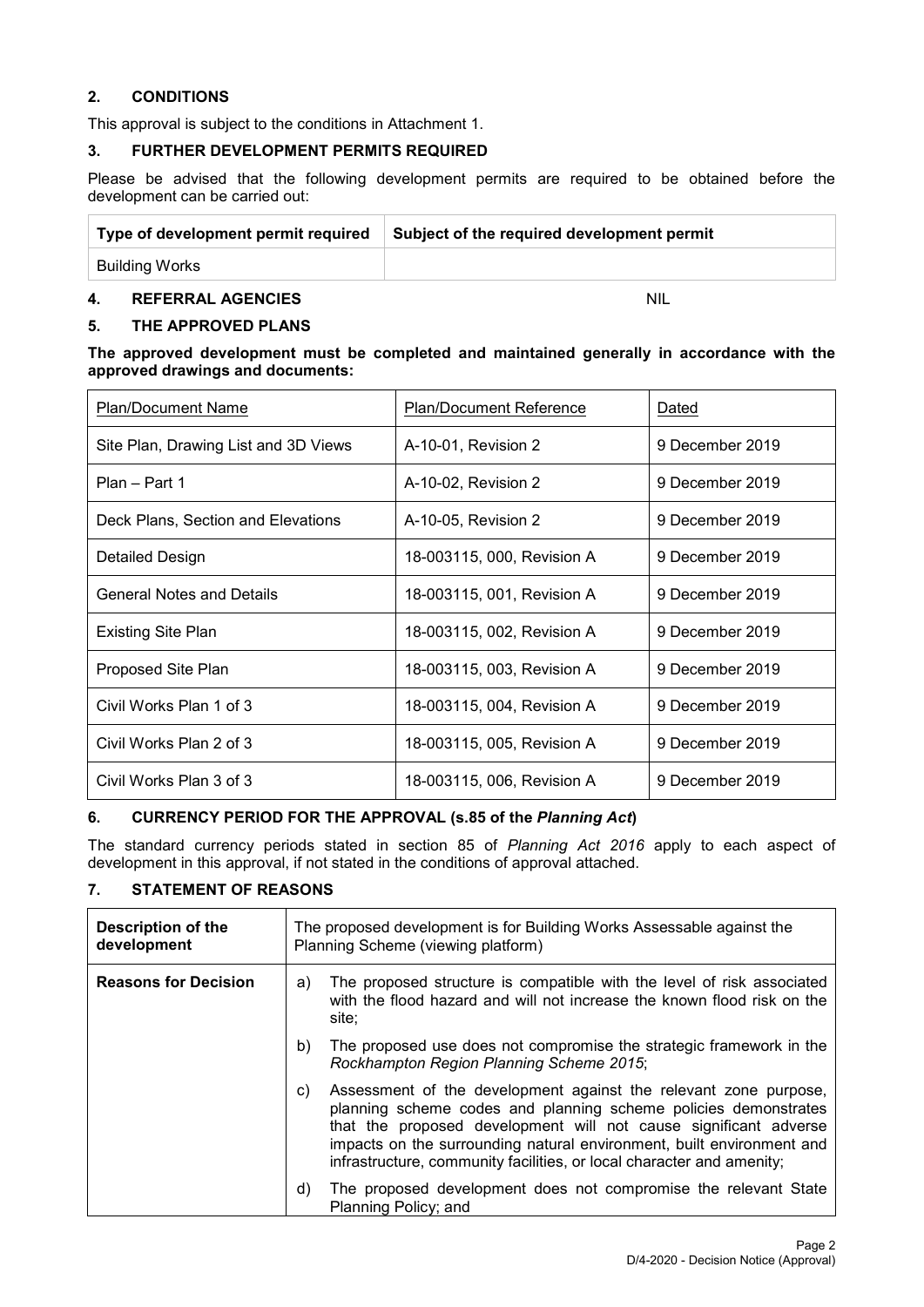## 2. CONDITIONS

This approval is subject to the conditions in Attachment 1.

## 3. FURTHER DEVELOPMENT PERMITS REQUIRED

Please be advised that the following development permits are required to be obtained before the development can be carried out:

| Type of development permit required | Subject of the required development permit |
|---|---|
| Building Works | |

## 4. REFERRAL AGENCIES

NIL

## 5. THE APPROVED PLANS

**The approved development must be completed and maintained generally in accordance with the approved drawings and documents:**

| Plan/Document Name | Plan/Document Reference | Dated |
|---|---|---|
| Site Plan, Drawing List and 3D Views | A-10-01, Revision 2 | 9 December 2019 |
| Plan – Part 1 | A-10-02, Revision 2 | 9 December 2019 |
| Deck Plans, Section and Elevations | A-10-05, Revision 2 | 9 December 2019 |
| Detailed Design | 18-003115, 000, Revision A | 9 December 2019 |
| General Notes and Details | 18-003115, 001, Revision A | 9 December 2019 |
| Existing Site Plan | 18-003115, 002, Revision A | 9 December 2019 |
| Proposed Site Plan | 18-003115, 003, Revision A | 9 December 2019 |
| Civil Works Plan 1 of 3 | 18-003115, 004, Revision A | 9 December 2019 |
| Civil Works Plan 2 of 3 | 18-003115, 005, Revision A | 9 December 2019 |
| Civil Works Plan 3 of 3 | 18-003115, 006, Revision A | 9 December 2019 |

## 6. CURRENCY PERIOD FOR THE APPROVAL (s.85 of the *Planning Act*)

The standard currency periods stated in section 85 of *Planning Act 2016* apply to each aspect of development in this approval, if not stated in the conditions of approval attached.

## 7. STATEMENT OF REASONS

| **Description of the development** | The proposed development is for Building Works Assessable against the Planning Scheme (viewing platform) |
|---|---|
| **Reasons for Decision** | a) The proposed structure is compatible with the level of risk associated with the flood hazard and will not increase the known flood risk on the site; |
| | b) The proposed use does not compromise the strategic framework in the *Rockhampton Region Planning Scheme 2015*; |
| | c) Assessment of the development against the relevant zone purpose, planning scheme codes and planning scheme policies demonstrates that the proposed development will not cause significant adverse impacts on the surrounding natural environment, built environment and infrastructure, community facilities, or local character and amenity; |
| | d) The proposed development does not compromise the relevant State Planning Policy; and |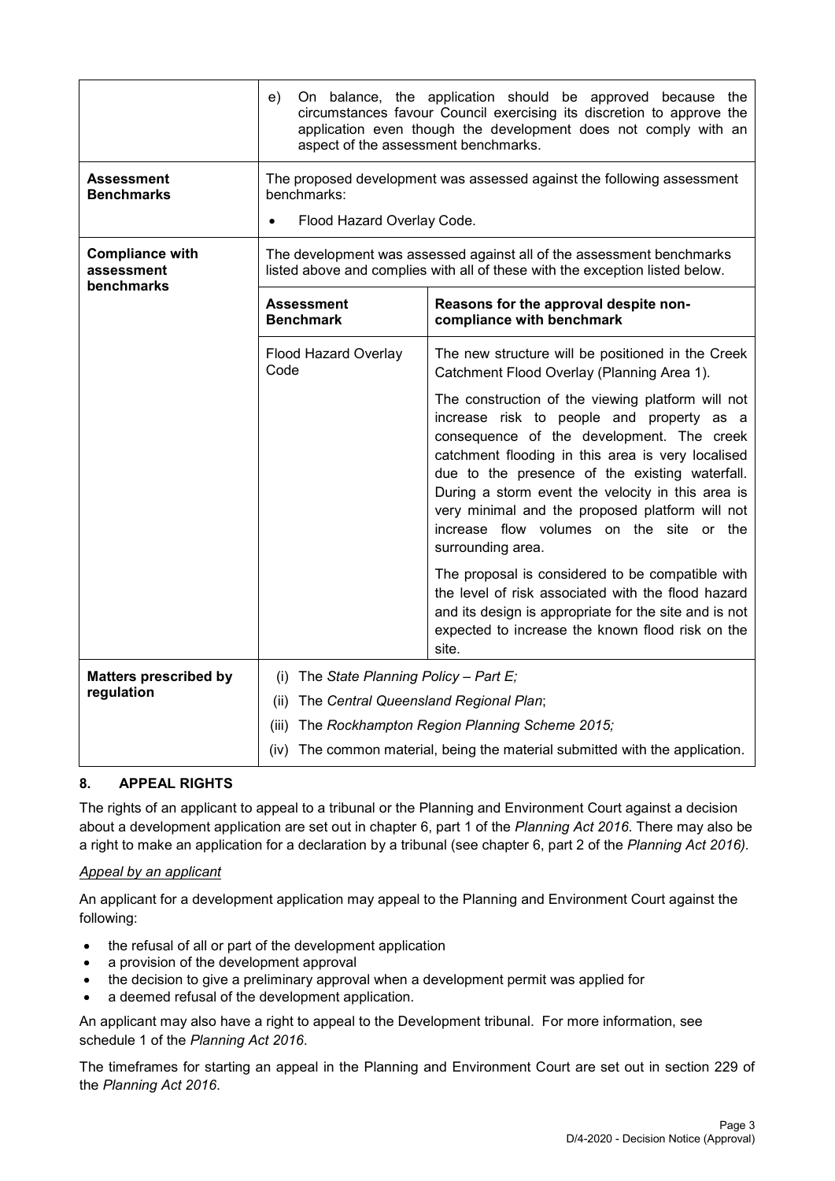| | | |
|---|---|---|
| | e) On balance, the application should be approved because the circumstances favour Council exercising its discretion to approve the application even though the development does not comply with an aspect of the assessment benchmarks. | |
| **Assessment Benchmarks** | The proposed development was assessed against the following assessment benchmarks:<br>• Flood Hazard Overlay Code. | |
| **Compliance with assessment benchmarks** | The development was assessed against all of the assessment benchmarks listed above and complies with all of these with the exception listed below. | |
| | **Assessment Benchmark** | **Reasons for the approval despite non-compliance with benchmark** |
| | Flood Hazard Overlay Code | The new structure will be positioned in the Creek Catchment Flood Overlay (Planning Area 1).<br><br>The construction of the viewing platform will not increase risk to people and property as a consequence of the development. The creek catchment flooding in this area is very localised due to the presence of the existing waterfall. During a storm event the velocity in this area is very minimal and the proposed platform will not increase flow volumes on the site or the surrounding area.<br><br>The proposal is considered to be compatible with the level of risk associated with the flood hazard and its design is appropriate for the site and is not expected to increase the known flood risk on the site. |
| **Matters prescribed by regulation** | (i) The *State Planning Policy – Part E;*<br>(ii) The *Central Queensland Regional Plan*;<br>(iii) The *Rockhampton Region Planning Scheme 2015;*<br>(iv) The common material, being the material submitted with the application. | |

## 8. APPEAL RIGHTS

The rights of an applicant to appeal to a tribunal or the Planning and Environment Court against a decision about a development application are set out in chapter 6, part 1 of the *Planning Act 2016*. There may also be a right to make an application for a declaration by a tribunal (see chapter 6, part 2 of the *Planning Act 2016).*

*Appeal by an applicant*

An applicant for a development application may appeal to the Planning and Environment Court against the following:

- the refusal of all or part of the development application
- a provision of the development approval
- the decision to give a preliminary approval when a development permit was applied for
- a deemed refusal of the development application.

An applicant may also have a right to appeal to the Development tribunal. For more information, see schedule 1 of the *Planning Act 2016*.

The timeframes for starting an appeal in the Planning and Environment Court are set out in section 229 of the *Planning Act 2016*.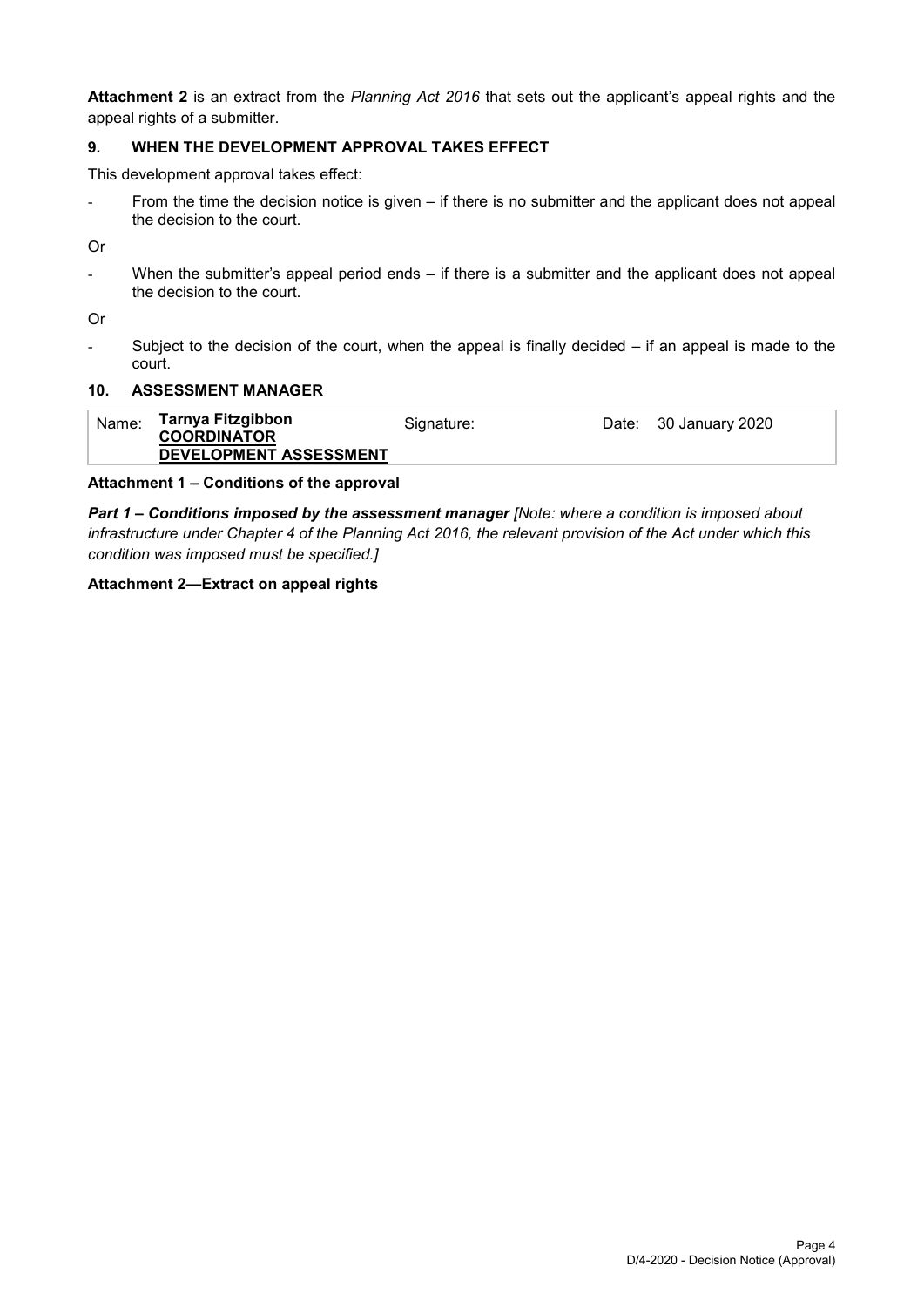**Attachment 2** is an extract from the *Planning Act 2016* that sets out the applicant's appeal rights and the appeal rights of a submitter.

## 9. WHEN THE DEVELOPMENT APPROVAL TAKES EFFECT

This development approval takes effect:

- From the time the decision notice is given – if there is no submitter and the applicant does not appeal the decision to the court.

Or

- When the submitter's appeal period ends – if there is a submitter and the applicant does not appeal the decision to the court.

Or

- Subject to the decision of the court, when the appeal is finally decided – if an appeal is made to the court.

## 10. ASSESSMENT MANAGER

| Name: | **Tarnya Fitzgibbon** **COORDINATOR** **DEVELOPMENT ASSESSMENT** | Signature: | Date: 30 January 2020 |
|---|---|---|---|

**Attachment 1 – Conditions of the approval**

***Part 1 – Conditions imposed by the assessment manager*** *[Note: where a condition is imposed about infrastructure under Chapter 4 of the Planning Act 2016, the relevant provision of the Act under which this condition was imposed must be specified.]*

**Attachment 2—Extract on appeal rights**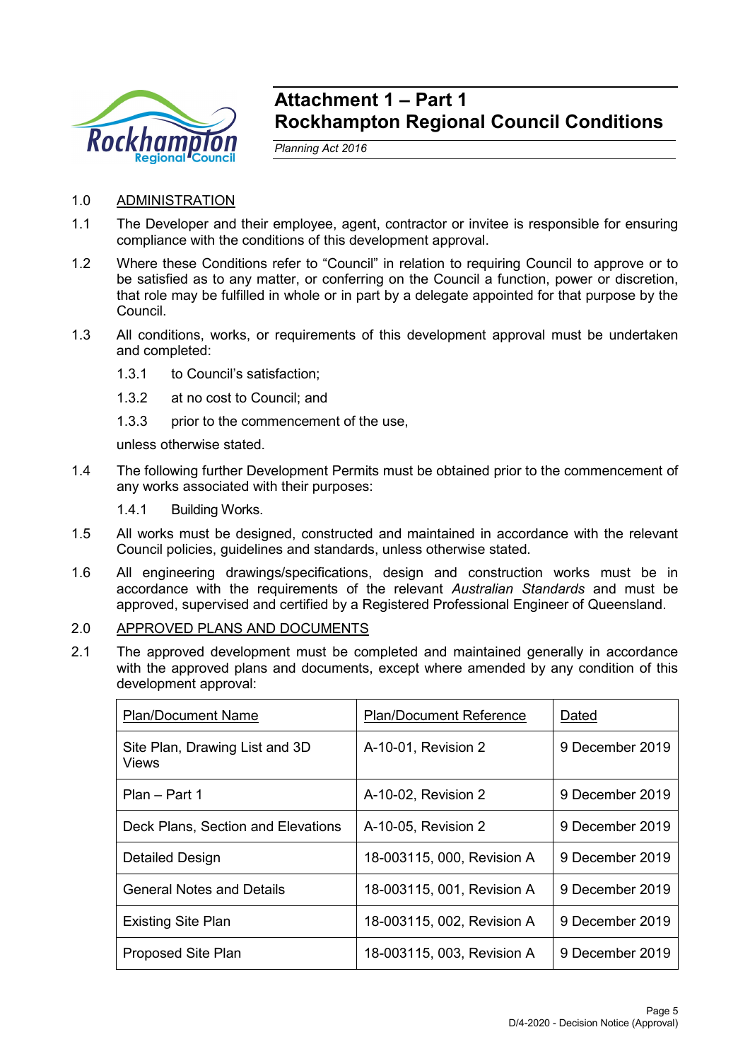# Attachment 1 – Part 1
# Rockhampton Regional Council Conditions

*Planning Act 2016*

1.0 ADMINISTRATION

1.1 The Developer and their employee, agent, contractor or invitee is responsible for ensuring compliance with the conditions of this development approval.

1.2 Where these Conditions refer to "Council" in relation to requiring Council to approve or to be satisfied as to any matter, or conferring on the Council a function, power or discretion, that role may be fulfilled in whole or in part by a delegate appointed for that purpose by the Council.

1.3 All conditions, works, or requirements of this development approval must be undertaken and completed:

1.3.1 to Council's satisfaction;

1.3.2 at no cost to Council; and

1.3.3 prior to the commencement of the use,

unless otherwise stated.

1.4 The following further Development Permits must be obtained prior to the commencement of any works associated with their purposes:

1.4.1 Building Works.

1.5 All works must be designed, constructed and maintained in accordance with the relevant Council policies, guidelines and standards, unless otherwise stated.

1.6 All engineering drawings/specifications, design and construction works must be in accordance with the requirements of the relevant *Australian Standards* and must be approved, supervised and certified by a Registered Professional Engineer of Queensland.

2.0 APPROVED PLANS AND DOCUMENTS

2.1 The approved development must be completed and maintained generally in accordance with the approved plans and documents, except where amended by any condition of this development approval:

| Plan/Document Name | Plan/Document Reference | Dated |
|---|---|---|
| Site Plan, Drawing List and 3D Views | A-10-01, Revision 2 | 9 December 2019 |
| Plan – Part 1 | A-10-02, Revision 2 | 9 December 2019 |
| Deck Plans, Section and Elevations | A-10-05, Revision 2 | 9 December 2019 |
| Detailed Design | 18-003115, 000, Revision A | 9 December 2019 |
| General Notes and Details | 18-003115, 001, Revision A | 9 December 2019 |
| Existing Site Plan | 18-003115, 002, Revision A | 9 December 2019 |
| Proposed Site Plan | 18-003115, 003, Revision A | 9 December 2019 |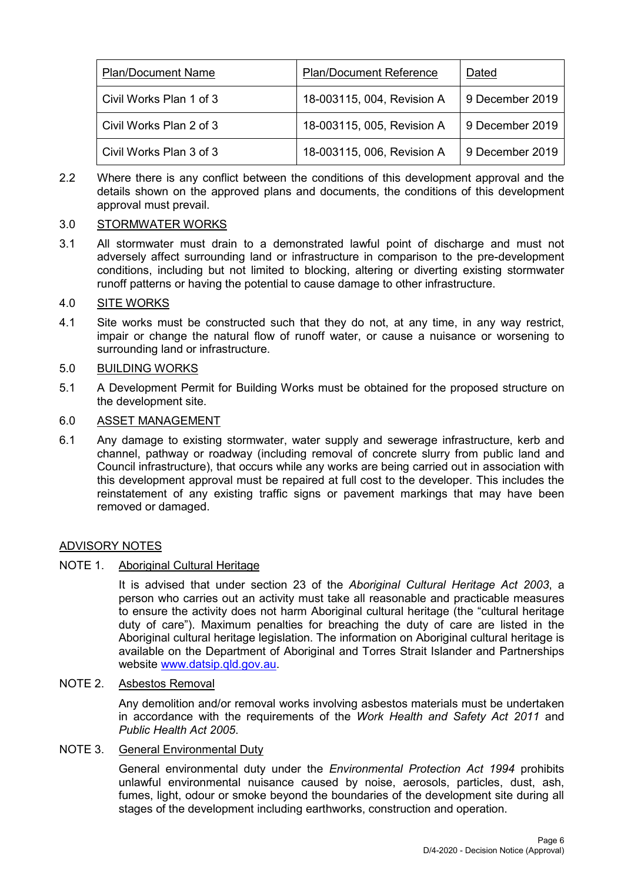| Plan/Document Name | Plan/Document Reference | Dated |
| --- | --- | --- |
| Civil Works Plan 1 of 3 | 18-003115, 004, Revision A | 9 December 2019 |
| Civil Works Plan 2 of 3 | 18-003115, 005, Revision A | 9 December 2019 |
| Civil Works Plan 3 of 3 | 18-003115, 006, Revision A | 9 December 2019 |

2.2 Where there is any conflict between the conditions of this development approval and the details shown on the approved plans and documents, the conditions of this development approval must prevail.

3.0 STORMWATER WORKS

3.1 All stormwater must drain to a demonstrated lawful point of discharge and must not adversely affect surrounding land or infrastructure in comparison to the pre-development conditions, including but not limited to blocking, altering or diverting existing stormwater runoff patterns or having the potential to cause damage to other infrastructure.

4.0 SITE WORKS

4.1 Site works must be constructed such that they do not, at any time, in any way restrict, impair or change the natural flow of runoff water, or cause a nuisance or worsening to surrounding land or infrastructure.

5.0 BUILDING WORKS

5.1 A Development Permit for Building Works must be obtained for the proposed structure on the development site.

6.0 ASSET MANAGEMENT

6.1 Any damage to existing stormwater, water supply and sewerage infrastructure, kerb and channel, pathway or roadway (including removal of concrete slurry from public land and Council infrastructure), that occurs while any works are being carried out in association with this development approval must be repaired at full cost to the developer. This includes the reinstatement of any existing traffic signs or pavement markings that may have been removed or damaged.

## ADVISORY NOTES

NOTE 1. Aboriginal Cultural Heritage

It is advised that under section 23 of the *Aboriginal Cultural Heritage Act 2003*, a person who carries out an activity must take all reasonable and practicable measures to ensure the activity does not harm Aboriginal cultural heritage (the "cultural heritage duty of care"). Maximum penalties for breaching the duty of care are listed in the Aboriginal cultural heritage legislation. The information on Aboriginal cultural heritage is available on the Department of Aboriginal and Torres Strait Islander and Partnerships website www.datsip.qld.gov.au.

NOTE 2. Asbestos Removal

Any demolition and/or removal works involving asbestos materials must be undertaken in accordance with the requirements of the *Work Health and Safety Act 2011* and *Public Health Act 2005*.

NOTE 3. General Environmental Duty

General environmental duty under the *Environmental Protection Act 1994* prohibits unlawful environmental nuisance caused by noise, aerosols, particles, dust, ash, fumes, light, odour or smoke beyond the boundaries of the development site during all stages of the development including earthworks, construction and operation.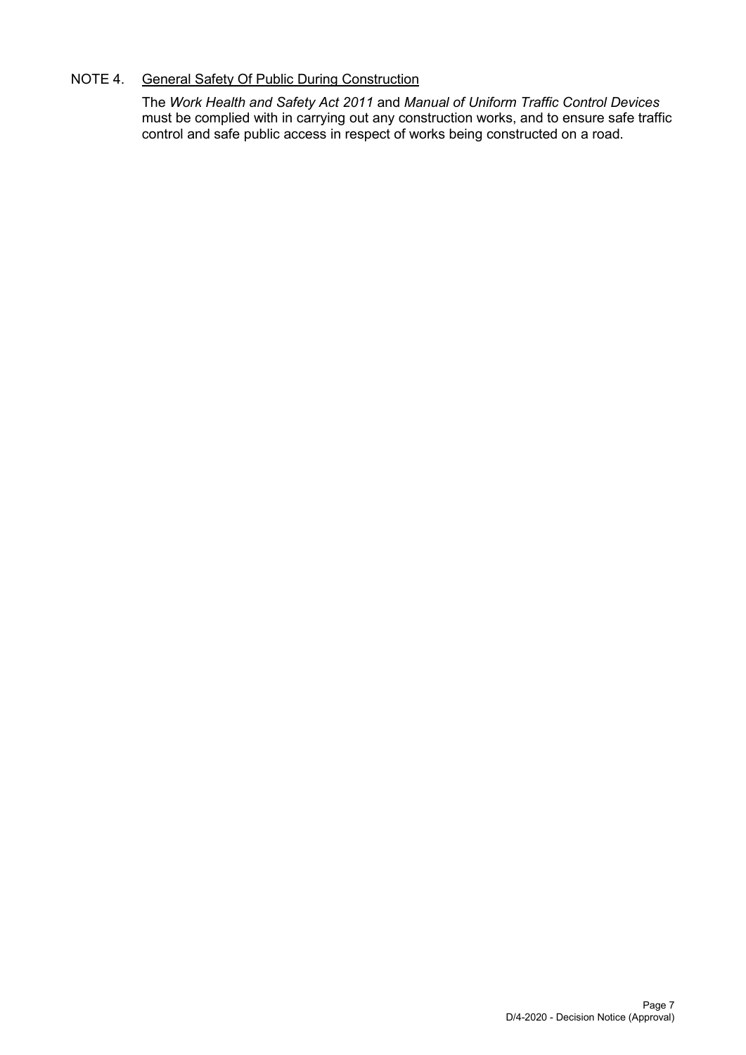NOTE 4. <u>General Safety Of Public During Construction</u>

The *Work Health and Safety Act 2011* and *Manual of Uniform Traffic Control Devices* must be complied with in carrying out any construction works, and to ensure safe traffic control and safe public access in respect of works being constructed on a road.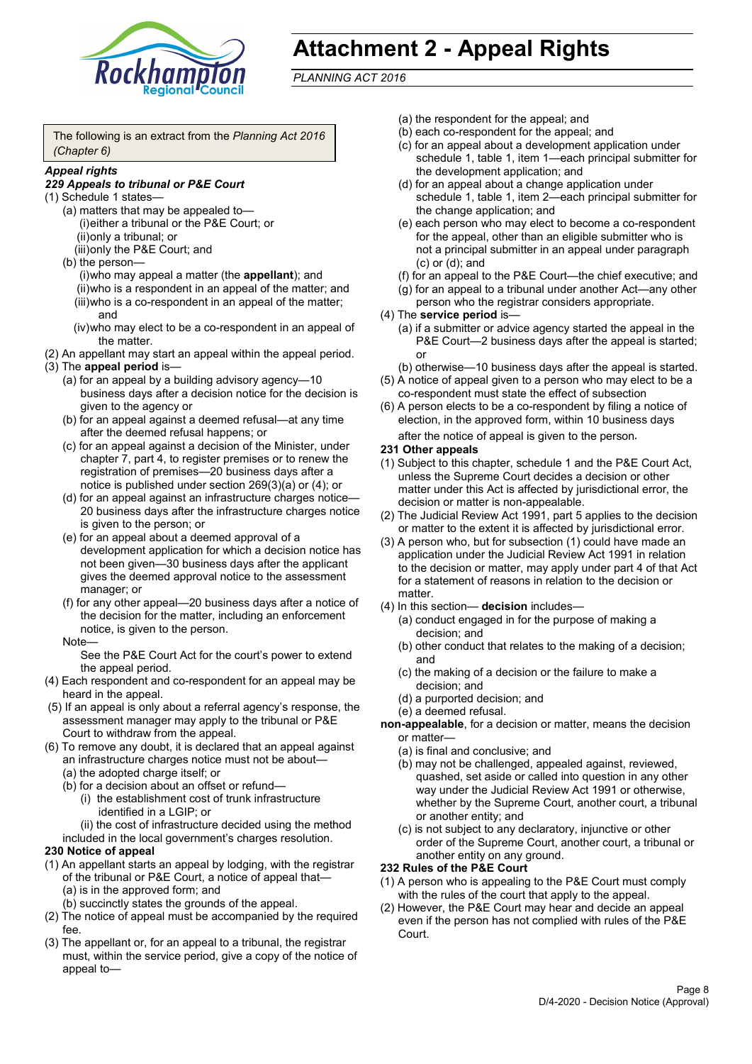# Attachment 2 - Appeal Rights

*PLANNING ACT 2016*

The following is an extract from the *Planning Act 2016 (Chapter 6)*

***Appeal rights***

***229 Appeals to tribunal or P&E Court***

(1) Schedule 1 states—

- (a) matters that may be appealed to—
  - (i) either a tribunal or the P&E Court; or
  - (ii) only a tribunal; or
  - (iii) only the P&E Court; and
- (b) the person—
  - (i) who may appeal a matter (the **appellant**); and
  - (ii) who is a respondent in an appeal of the matter; and
  - (iii) who is a co-respondent in an appeal of the matter; and
  - (iv) who may elect to be a co-respondent in an appeal of the matter.

(2) An appellant may start an appeal within the appeal period.

(3) The **appeal period** is—

- (a) for an appeal by a building advisory agency—10 business days after a decision notice for the decision is given to the agency or
- (b) for an appeal against a deemed refusal—at any time after the deemed refusal happens; or
- (c) for an appeal against a decision of the Minister, under chapter 7, part 4, to register premises or to renew the registration of premises—20 business days after a notice is published under section 269(3)(a) or (4); or
- (d) for an appeal against an infrastructure charges notice—20 business days after the infrastructure charges notice is given to the person; or
- (e) for an appeal about a deemed approval of a development application for which a decision notice has not been given—30 business days after the applicant gives the deemed approval notice to the assessment manager; or
- (f) for any other appeal—20 business days after a notice of the decision for the matter, including an enforcement notice, is given to the person.

Note—

See the P&E Court Act for the court's power to extend the appeal period.

(4) Each respondent and co-respondent for an appeal may be heard in the appeal.

(5) If an appeal is only about a referral agency's response, the assessment manager may apply to the tribunal or P&E Court to withdraw from the appeal.

(6) To remove any doubt, it is declared that an appeal against an infrastructure charges notice must not be about—

- (a) the adopted charge itself; or
- (b) for a decision about an offset or refund—
  - (i) the establishment cost of trunk infrastructure identified in a LGIP; or
  - (ii) the cost of infrastructure decided using the method included in the local government's charges resolution.

**230 Notice of appeal**

(1) An appellant starts an appeal by lodging, with the registrar of the tribunal or P&E Court, a notice of appeal that—

- (a) is in the approved form; and
- (b) succinctly states the grounds of the appeal.

(2) The notice of appeal must be accompanied by the required fee.

(3) The appellant or, for an appeal to a tribunal, the registrar must, within the service period, give a copy of the notice of appeal to—

- (a) the respondent for the appeal; and
- (b) each co-respondent for the appeal; and
- (c) for an appeal about a development application under schedule 1, table 1, item 1—each principal submitter for the development application; and
- (d) for an appeal about a change application under schedule 1, table 1, item 2—each principal submitter for the change application; and
- (e) each person who may elect to become a co-respondent for the appeal, other than an eligible submitter who is not a principal submitter in an appeal under paragraph (c) or (d); and
- (f) for an appeal to the P&E Court—the chief executive; and
- (g) for an appeal to a tribunal under another Act—any other person who the registrar considers appropriate.

(4) The **service period** is—

- (a) if a submitter or advice agency started the appeal in the P&E Court—2 business days after the appeal is started; or
- (b) otherwise—10 business days after the appeal is started.

(5) A notice of appeal given to a person who may elect to be a co-respondent must state the effect of subsection

(6) A person elects to be a co-respondent by filing a notice of election, in the approved form, within 10 business days after the notice of appeal is given to the person.

**231 Other appeals**

(1) Subject to this chapter, schedule 1 and the P&E Court Act, unless the Supreme Court decides a decision or other matter under this Act is affected by jurisdictional error, the decision or matter is non-appealable.

(2) The Judicial Review Act 1991, part 5 applies to the decision or matter to the extent it is affected by jurisdictional error.

(3) A person who, but for subsection (1) could have made an application under the Judicial Review Act 1991 in relation to the decision or matter, may apply under part 4 of that Act for a statement of reasons in relation to the decision or matter.

(4) In this section— **decision** includes—

- (a) conduct engaged in for the purpose of making a decision; and
- (b) other conduct that relates to the making of a decision; and
- (c) the making of a decision or the failure to make a decision; and
- (d) a purported decision; and
- (e) a deemed refusal.

**non-appealable**, for a decision or matter, means the decision or matter—

- (a) is final and conclusive; and
- (b) may not be challenged, appealed against, reviewed, quashed, set aside or called into question in any other way under the Judicial Review Act 1991 or otherwise, whether by the Supreme Court, another court, a tribunal or another entity; and
- (c) is not subject to any declaratory, injunctive or other order of the Supreme Court, another court, a tribunal or another entity on any ground.

**232 Rules of the P&E Court**

(1) A person who is appealing to the P&E Court must comply with the rules of the court that apply to the appeal.

(2) However, the P&E Court may hear and decide an appeal even if the person has not complied with rules of the P&E Court.

D/4-2020 - Decision Notice (Approval)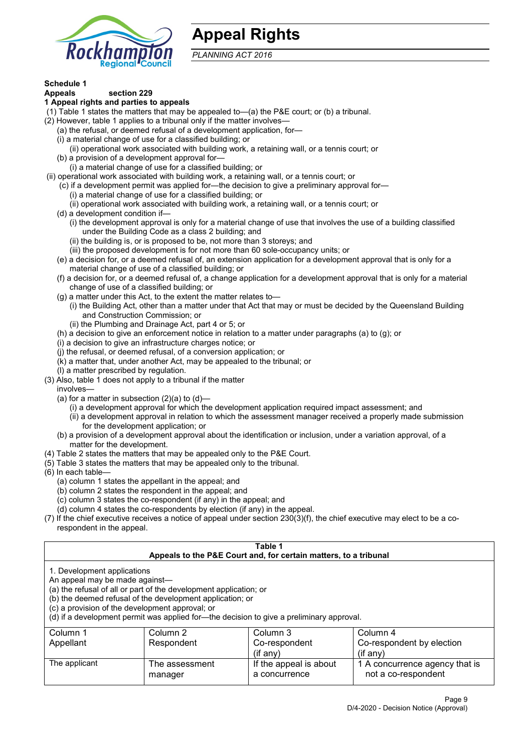# Appeal Rights

*PLANNING ACT 2016*

**Schedule 1**

**Appeals section 229**

**1 Appeal rights and parties to appeals**

(1) Table 1 states the matters that may be appealed to—(a) the P&E court; or (b) a tribunal.

(2) However, table 1 applies to a tribunal only if the matter involves—

(a) the refusal, or deemed refusal of a development application, for—

(i) a material change of use for a classified building; or

(ii) operational work associated with building work, a retaining wall, or a tennis court; or

(b) a provision of a development approval for—

(i) a material change of use for a classified building; or

(ii) operational work associated with building work, a retaining wall, or a tennis court; or

(c) if a development permit was applied for—the decision to give a preliminary approval for—

(i) a material change of use for a classified building; or

(ii) operational work associated with building work, a retaining wall, or a tennis court; or

(d) a development condition if—

(i) the development approval is only for a material change of use that involves the use of a building classified under the Building Code as a class 2 building; and

(ii) the building is, or is proposed to be, not more than 3 storeys; and

(iii) the proposed development is for not more than 60 sole-occupancy units; or

(e) a decision for, or a deemed refusal of, an extension application for a development approval that is only for a material change of use of a classified building; or

(f) a decision for, or a deemed refusal of, a change application for a development approval that is only for a material change of use of a classified building; or

(g) a matter under this Act, to the extent the matter relates to—

(i) the Building Act, other than a matter under that Act that may or must be decided by the Queensland Building and Construction Commission; or

(ii) the Plumbing and Drainage Act, part 4 or 5; or

(h) a decision to give an enforcement notice in relation to a matter under paragraphs (a) to (g); or

(i) a decision to give an infrastructure charges notice; or

(j) the refusal, or deemed refusal, of a conversion application; or

(k) a matter that, under another Act, may be appealed to the tribunal; or

(l) a matter prescribed by regulation.

(3) Also, table 1 does not apply to a tribunal if the matter involves—

(a) for a matter in subsection (2)(a) to (d)—

(i) a development approval for which the development application required impact assessment; and

(ii) a development approval in relation to which the assessment manager received a properly made submission for the development application; or

(b) a provision of a development approval about the identification or inclusion, under a variation approval, of a matter for the development.

(4) Table 2 states the matters that may be appealed only to the P&E Court.

(5) Table 3 states the matters that may be appealed only to the tribunal.

(6) In each table—

(a) column 1 states the appellant in the appeal; and

(b) column 2 states the respondent in the appeal; and

(c) column 3 states the co-respondent (if any) in the appeal; and

(d) column 4 states the co-respondents by election (if any) in the appeal.

(7) If the chief executive receives a notice of appeal under section 230(3)(f), the chief executive may elect to be a co-respondent in the appeal.

**Table 1**
**Appeals to the P&E Court and, for certain matters, to a tribunal**

1. Development applications
An appeal may be made against—
(a) the refusal of all or part of the development application; or
(b) the deemed refusal of the development application; or
(c) a provision of the development approval; or
(d) if a development permit was applied for—the decision to give a preliminary approval.

| Column 1 Appellant | Column 2 Respondent | Column 3 Co-respondent (if any) | Column 4 Co-respondent by election (if any) |
|---|---|---|---|
| The applicant | The assessment manager | If the appeal is about a concurrence | 1 A concurrence agency that is not a co-respondent |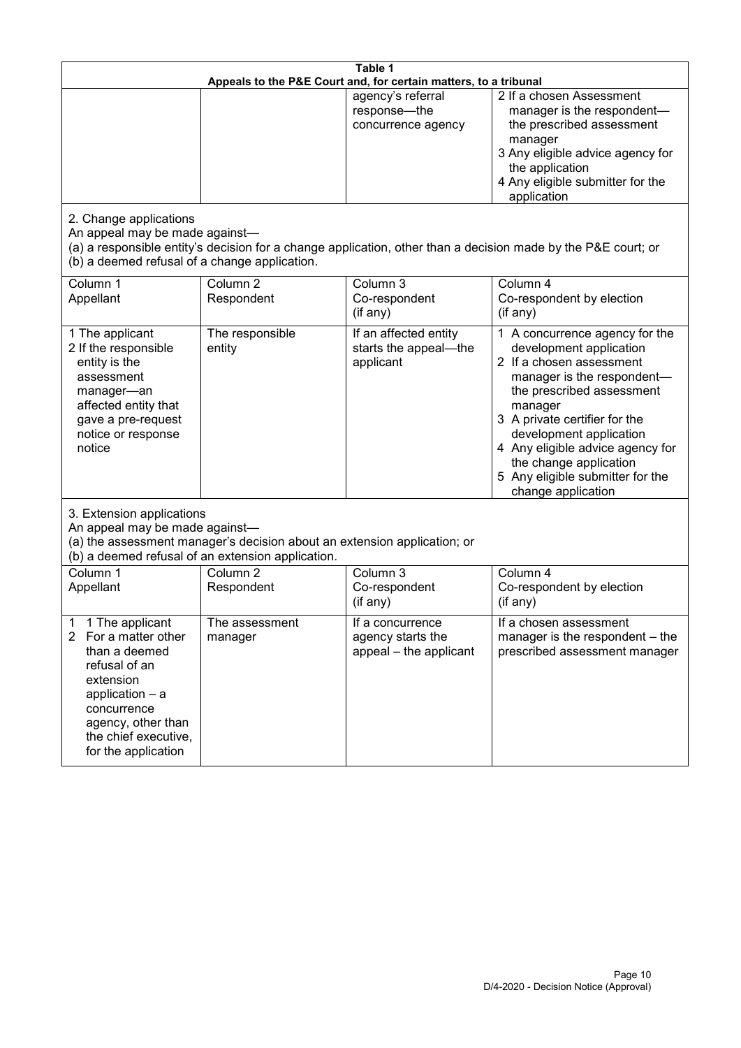**Table 1**
**Appeals to the P&E Court and, for certain matters, to a tribunal**

| | | | |
|---|---|---|---|
| | | agency's referral response—the concurrence agency | 2 If a chosen Assessment manager is the respondent—the prescribed assessment manager<br>3 Any eligible advice agency for the application<br>4 Any eligible submitter for the application |

2. Change applications

An appeal may be made against—

(a) a responsible entity's decision for a change application, other than a decision made by the P&E court; or

(b) a deemed refusal of a change application.

| Column 1<br>Appellant | Column 2<br>Respondent | Column 3<br>Co-respondent<br>(if any) | Column 4<br>Co-respondent by election<br>(if any) |
|---|---|---|---|
| 1 The applicant<br>2 If the responsible entity is the assessment manager—an affected entity that gave a pre-request notice or response notice | The responsible entity | If an affected entity starts the appeal—the applicant | 1 A concurrence agency for the development application<br>2 If a chosen assessment manager is the respondent—the prescribed assessment manager<br>3 A private certifier for the development application<br>4 Any eligible advice agency for the change application<br>5 Any eligible submitter for the change application |

3. Extension applications

An appeal may be made against—

(a) the assessment manager's decision about an extension application; or

(b) a deemed refusal of an extension application.

| Column 1<br>Appellant | Column 2<br>Respondent | Column 3<br>Co-respondent<br>(if any) | Column 4<br>Co-respondent by election<br>(if any) |
|---|---|---|---|
| 1 1 The applicant<br>2 For a matter other than a deemed refusal of an extension application – a concurrence agency, other than the chief executive, for the application | The assessment manager | If a concurrence agency starts the appeal – the applicant | If a chosen assessment manager is the respondent – the prescribed assessment manager |

D/4-2020 - Decision Notice (Approval)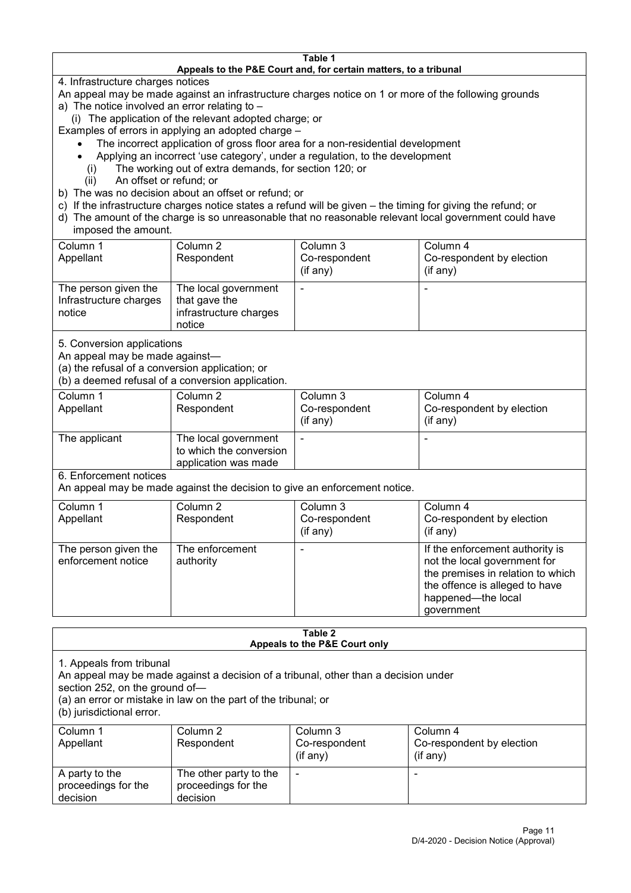**Table 1**
**Appeals to the P&E Court and, for certain matters, to a tribunal**

4. Infrastructure charges notices

An appeal may be made against an infrastructure charges notice on 1 or more of the following grounds

a) The notice involved an error relating to –
   (i) The application of the relevant adopted charge; or

Examples of errors in applying an adopted charge –

- The incorrect application of gross floor area for a non-residential development
- Applying an incorrect 'use category', under a regulation, to the development

   (i) The working out of extra demands, for section 120; or
   (ii) An offset or refund; or

b) The was no decision about an offset or refund; or

c) If the infrastructure charges notice states a refund will be given – the timing for giving the refund; or

d) The amount of the charge is so unreasonable that no reasonable relevant local government could have imposed the amount.

| Column 1<br>Appellant | Column 2<br>Respondent | Column 3<br>Co-respondent<br>(if any) | Column 4<br>Co-respondent by election<br>(if any) |
|---|---|---|---|
| The person given the Infrastructure charges notice | The local government that gave the infrastructure charges notice | - | - |

5. Conversion applications

An appeal may be made against—
(a) the refusal of a conversion application; or
(b) a deemed refusal of a conversion application.

| Column 1<br>Appellant | Column 2<br>Respondent | Column 3<br>Co-respondent<br>(if any) | Column 4<br>Co-respondent by election<br>(if any) |
|---|---|---|---|
| The applicant | The local government to which the conversion application was made | - | - |

6. Enforcement notices

An appeal may be made against the decision to give an enforcement notice.

| Column 1<br>Appellant | Column 2<br>Respondent | Column 3<br>Co-respondent<br>(if any) | Column 4<br>Co-respondent by election<br>(if any) |
|---|---|---|---|
| The person given the enforcement notice | The enforcement authority | - | If the enforcement authority is not the local government for the premises in relation to which the offence is alleged to have happened—the local government |

**Table 2**
**Appeals to the P&E Court only**

1. Appeals from tribunal

An appeal may be made against a decision of a tribunal, other than a decision under section 252, on the ground of—
(a) an error or mistake in law on the part of the tribunal; or
(b) jurisdictional error.

| Column 1<br>Appellant | Column 2<br>Respondent | Column 3<br>Co-respondent<br>(if any) | Column 4<br>Co-respondent by election<br>(if any) |
|---|---|---|---|
| A party to the proceedings for the decision | The other party to the proceedings for the decision | - | - |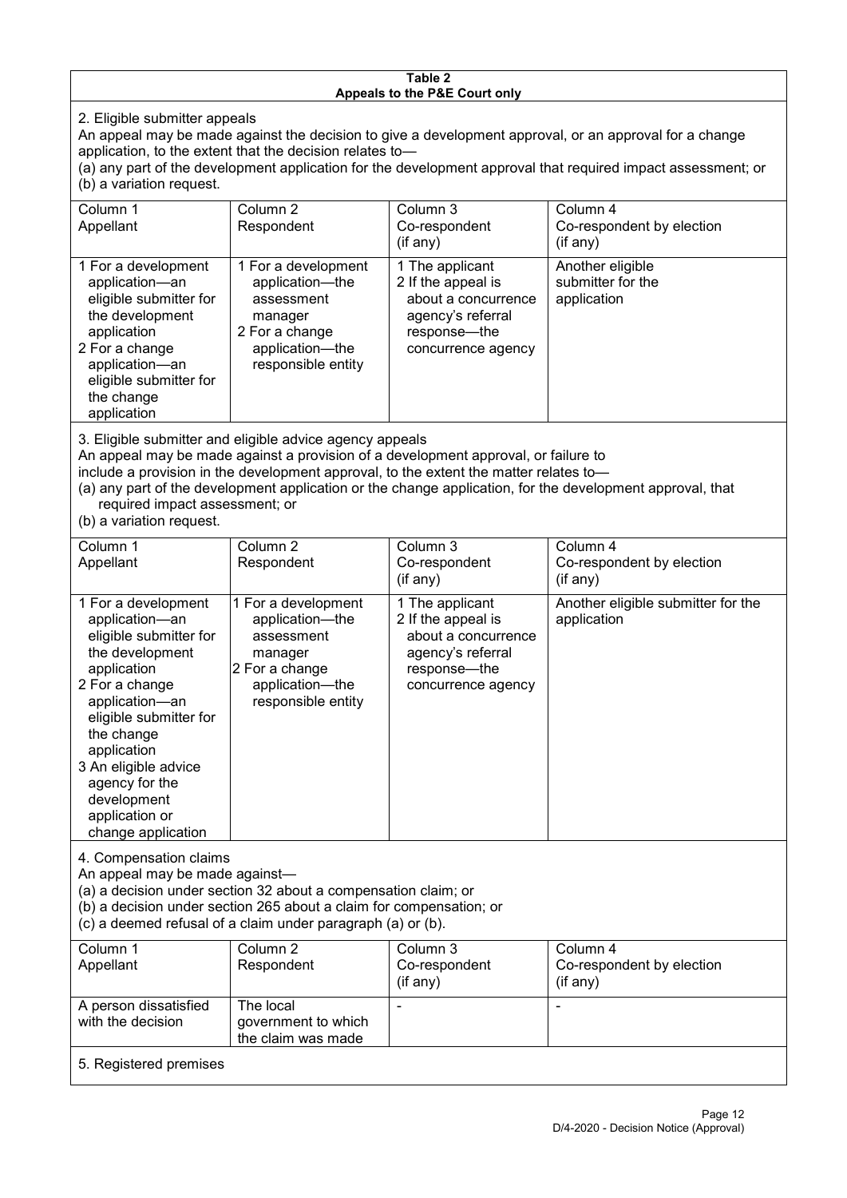**Table 2**
**Appeals to the P&E Court only**

2. Eligible submitter appeals

An appeal may be made against the decision to give a development approval, or an approval for a change application, to the extent that the decision relates to—

(a) any part of the development application for the development approval that required impact assessment; or

(b) a variation request.

| Column 1<br>Appellant | Column 2<br>Respondent | Column 3<br>Co-respondent<br>(if any) | Column 4<br>Co-respondent by election<br>(if any) |
|---|---|---|---|
| 1 For a development application—an eligible submitter for the development application<br>2 For a change application—an eligible submitter for the change application | 1 For a development application—the assessment manager<br>2 For a change application—the responsible entity | 1 The applicant<br>2 If the appeal is about a concurrence agency's referral response—the concurrence agency | Another eligible submitter for the application |

3. Eligible submitter and eligible advice agency appeals

An appeal may be made against a provision of a development approval, or failure to include a provision in the development approval, to the extent the matter relates to—

(a) any part of the development application or the change application, for the development approval, that required impact assessment; or

(b) a variation request.

| Column 1<br>Appellant | Column 2<br>Respondent | Column 3<br>Co-respondent<br>(if any) | Column 4<br>Co-respondent by election<br>(if any) |
|---|---|---|---|
| 1 For a development application—an eligible submitter for the development application<br>2 For a change application—an eligible submitter for the change application<br>3 An eligible advice agency for the development application or change application | 1 For a development application—the assessment manager<br>2 For a change application—the responsible entity | 1 The applicant<br>2 If the appeal is about a concurrence agency's referral response—the concurrence agency | Another eligible submitter for the application |

4. Compensation claims

An appeal may be made against—

(a) a decision under section 32 about a compensation claim; or

(b) a decision under section 265 about a claim for compensation; or

(c) a deemed refusal of a claim under paragraph (a) or (b).

| Column 1<br>Appellant | Column 2<br>Respondent | Column 3<br>Co-respondent<br>(if any) | Column 4<br>Co-respondent by election<br>(if any) |
|---|---|---|---|
| A person dissatisfied with the decision | The local government to which the claim was made | - | - |

5. Registered premises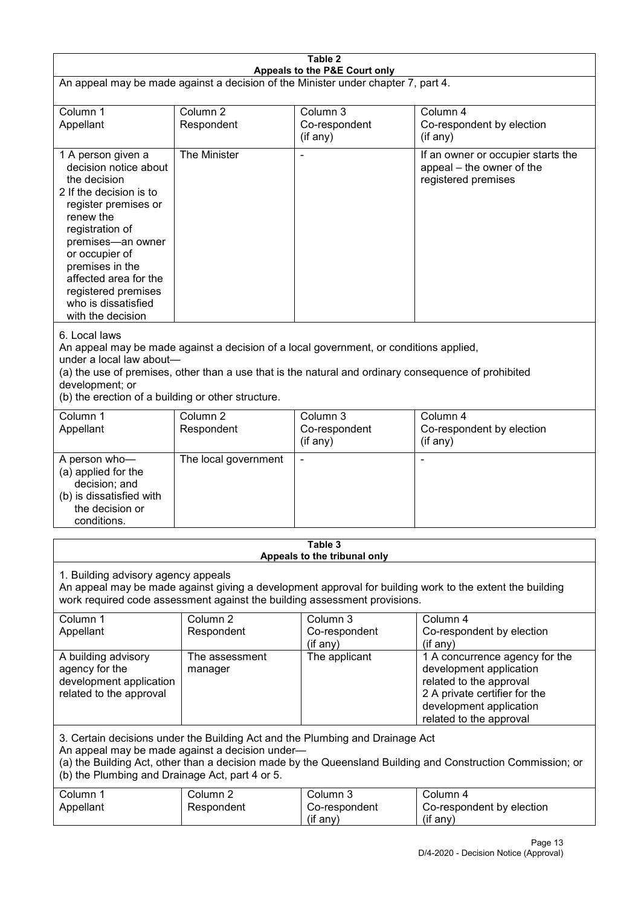**Table 2**
**Appeals to the P&E Court only**

An appeal may be made against a decision of the Minister under chapter 7, part 4.

| Column 1<br>Appellant | Column 2<br>Respondent | Column 3<br>Co-respondent<br>(if any) | Column 4<br>Co-respondent by election<br>(if any) |
|---|---|---|---|
| 1 A person given a decision notice about the decision<br>2 If the decision is to register premises or renew the registration of premises—an owner or occupier of premises in the affected area for the registered premises who is dissatisfied with the decision | The Minister | - | If an owner or occupier starts the appeal – the owner of the registered premises |

6. Local laws

An appeal may be made against a decision of a local government, or conditions applied, under a local law about—

(a) the use of premises, other than a use that is the natural and ordinary consequence of prohibited development; or

(b) the erection of a building or other structure.

| Column 1<br>Appellant | Column 2<br>Respondent | Column 3<br>Co-respondent<br>(if any) | Column 4<br>Co-respondent by election<br>(if any) |
|---|---|---|---|
| A person who—<br>(a) applied for the decision; and<br>(b) is dissatisfied with the decision or conditions. | The local government | - | - |

**Table 3**
**Appeals to the tribunal only**

1. Building advisory agency appeals

An appeal may be made against giving a development approval for building work to the extent the building work required code assessment against the building assessment provisions.

| Column 1<br>Appellant | Column 2<br>Respondent | Column 3<br>Co-respondent<br>(if any) | Column 4<br>Co-respondent by election<br>(if any) |
|---|---|---|---|
| A building advisory agency for the development application related to the approval | The assessment manager | The applicant | 1 A concurrence agency for the development application related to the approval<br>2 A private certifier for the development application related to the approval |

3. Certain decisions under the Building Act and the Plumbing and Drainage Act

An appeal may be made against a decision under—

(a) the Building Act, other than a decision made by the Queensland Building and Construction Commission; or

(b) the Plumbing and Drainage Act, part 4 or 5.

| Column 1<br>Appellant | Column 2<br>Respondent | Column 3<br>Co-respondent<br>(if any) | Column 4<br>Co-respondent by election<br>(if any) |
|---|---|---|---|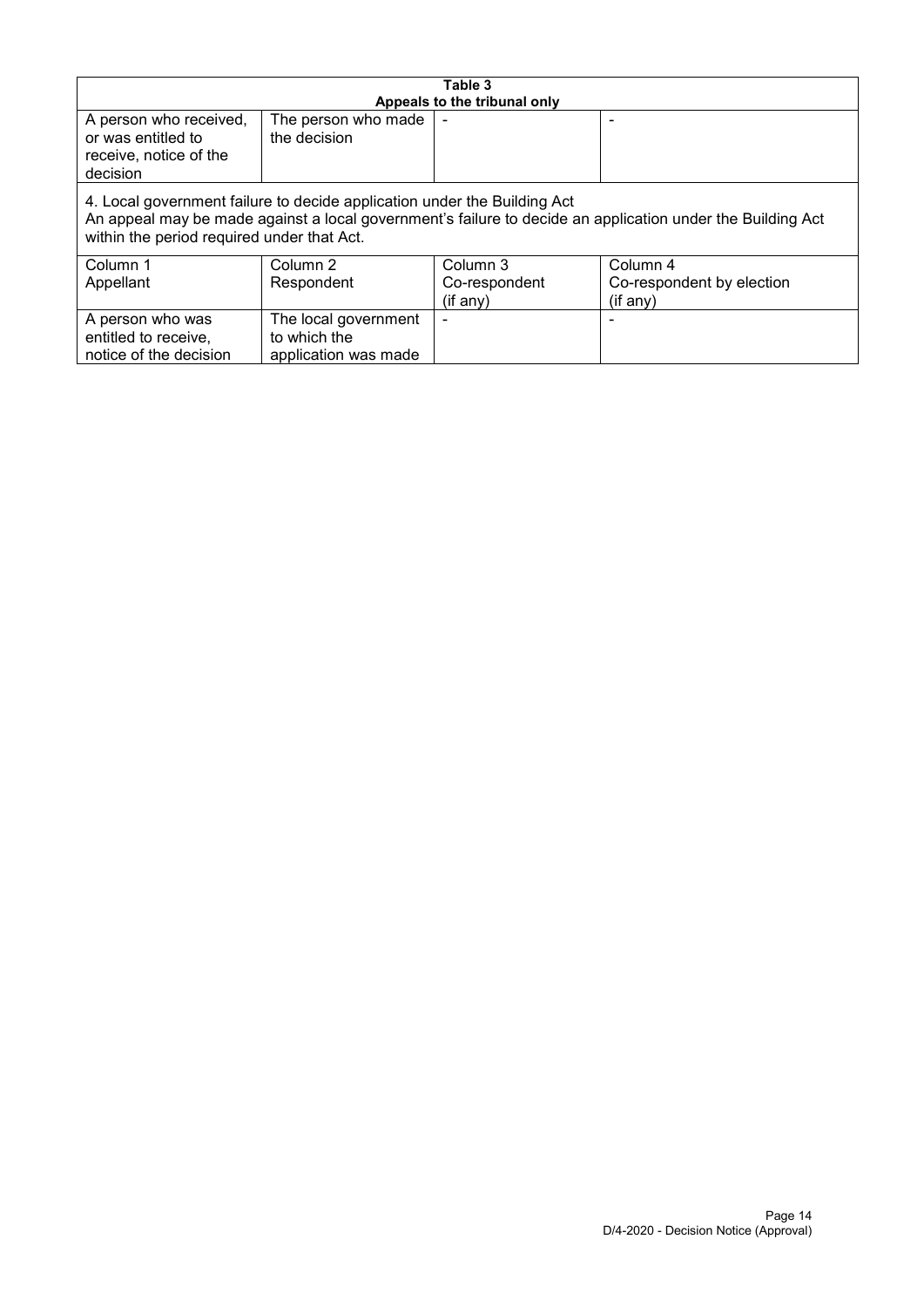| Table 3 Appeals to the tribunal only | | | |
|---|---|---|---|
| A person who received, or was entitled to receive, notice of the decision | The person who made the decision | - | - |
| 4. Local government failure to decide application under the Building Act An appeal may be made against a local government's failure to decide an application under the Building Act within the period required under that Act. | | | |
| Column 1 Appellant | Column 2 Respondent | Column 3 Co-respondent (if any) | Column 4 Co-respondent by election (if any) |
| A person who was entitled to receive, notice of the decision | The local government to which the application was made | - | - |